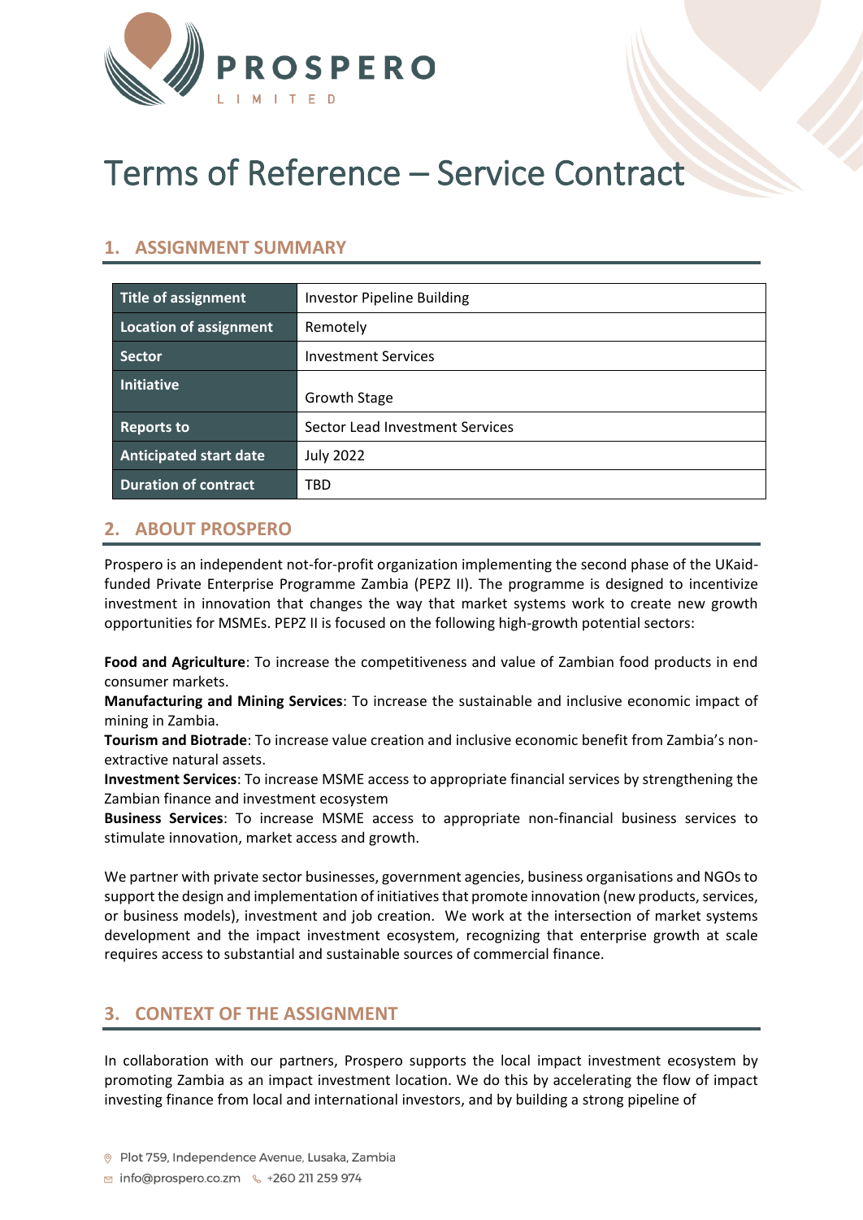# Terms of Reference – Service Contract

## 1. ASSIGNMENT SUMMARY

| | |
|---|---|
| **Title of assignment** | Investor Pipeline Building |
| **Location of assignment** | Remotely |
| **Sector** | Investment Services |
| **Initiative** | Growth Stage |
| **Reports to** | Sector Lead Investment Services |
| **Anticipated start date** | July 2022 |
| **Duration of contract** | TBD |

## 2. ABOUT PROSPERO

Prospero is an independent not-for-profit organization implementing the second phase of the UKaid-funded Private Enterprise Programme Zambia (PEPZ II). The programme is designed to incentivize investment in innovation that changes the way that market systems work to create new growth opportunities for MSMEs. PEPZ II is focused on the following high-growth potential sectors:

**Food and Agriculture**: To increase the competitiveness and value of Zambian food products in end consumer markets.
**Manufacturing and Mining Services**: To increase the sustainable and inclusive economic impact of mining in Zambia.
**Tourism and Biotrade**: To increase value creation and inclusive economic benefit from Zambia's non-extractive natural assets.
**Investment Services**: To increase MSME access to appropriate financial services by strengthening the Zambian finance and investment ecosystem
**Business Services**: To increase MSME access to appropriate non-financial business services to stimulate innovation, market access and growth.

We partner with private sector businesses, government agencies, business organisations and NGOs to support the design and implementation of initiatives that promote innovation (new products, services, or business models), investment and job creation. We work at the intersection of market systems development and the impact investment ecosystem, recognizing that enterprise growth at scale requires access to substantial and sustainable sources of commercial finance.

## 3. CONTEXT OF THE ASSIGNMENT

In collaboration with our partners, Prospero supports the local impact investment ecosystem by promoting Zambia as an impact investment location. We do this by accelerating the flow of impact investing finance from local and international investors, and by building a strong pipeline of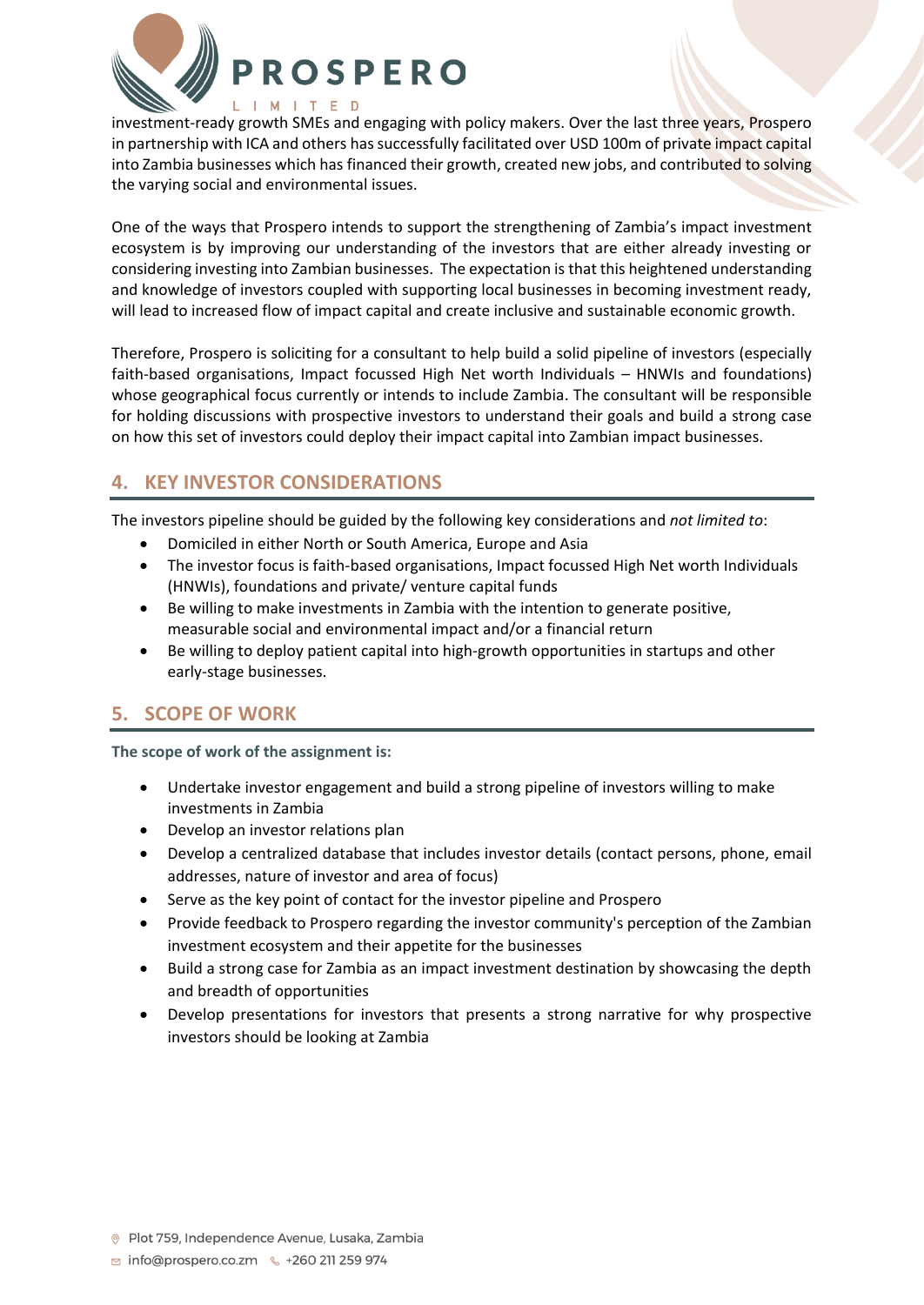investment-ready growth SMEs and engaging with policy makers. Over the last three years, Prospero in partnership with ICA and others has successfully facilitated over USD 100m of private impact capital into Zambia businesses which has financed their growth, created new jobs, and contributed to solving the varying social and environmental issues.

One of the ways that Prospero intends to support the strengthening of Zambia's impact investment ecosystem is by improving our understanding of the investors that are either already investing or considering investing into Zambian businesses. The expectation is that this heightened understanding and knowledge of investors coupled with supporting local businesses in becoming investment ready, will lead to increased flow of impact capital and create inclusive and sustainable economic growth.

Therefore, Prospero is soliciting for a consultant to help build a solid pipeline of investors (especially faith-based organisations, Impact focussed High Net worth Individuals – HNWIs and foundations) whose geographical focus currently or intends to include Zambia. The consultant will be responsible for holding discussions with prospective investors to understand their goals and build a strong case on how this set of investors could deploy their impact capital into Zambian impact businesses.

## 4. KEY INVESTOR CONSIDERATIONS

The investors pipeline should be guided by the following key considerations and *not limited to*:

- Domiciled in either North or South America, Europe and Asia
- The investor focus is faith-based organisations, Impact focussed High Net worth Individuals (HNWIs), foundations and private/ venture capital funds
- Be willing to make investments in Zambia with the intention to generate positive, measurable social and environmental impact and/or a financial return
- Be willing to deploy patient capital into high-growth opportunities in startups and other early-stage businesses.

## 5. SCOPE OF WORK

**The scope of work of the assignment is:**

- Undertake investor engagement and build a strong pipeline of investors willing to make investments in Zambia
- Develop an investor relations plan
- Develop a centralized database that includes investor details (contact persons, phone, email addresses, nature of investor and area of focus)
- Serve as the key point of contact for the investor pipeline and Prospero
- Provide feedback to Prospero regarding the investor community's perception of the Zambian investment ecosystem and their appetite for the businesses
- Build a strong case for Zambia as an impact investment destination by showcasing the depth and breadth of opportunities
- Develop presentations for investors that presents a strong narrative for why prospective investors should be looking at Zambia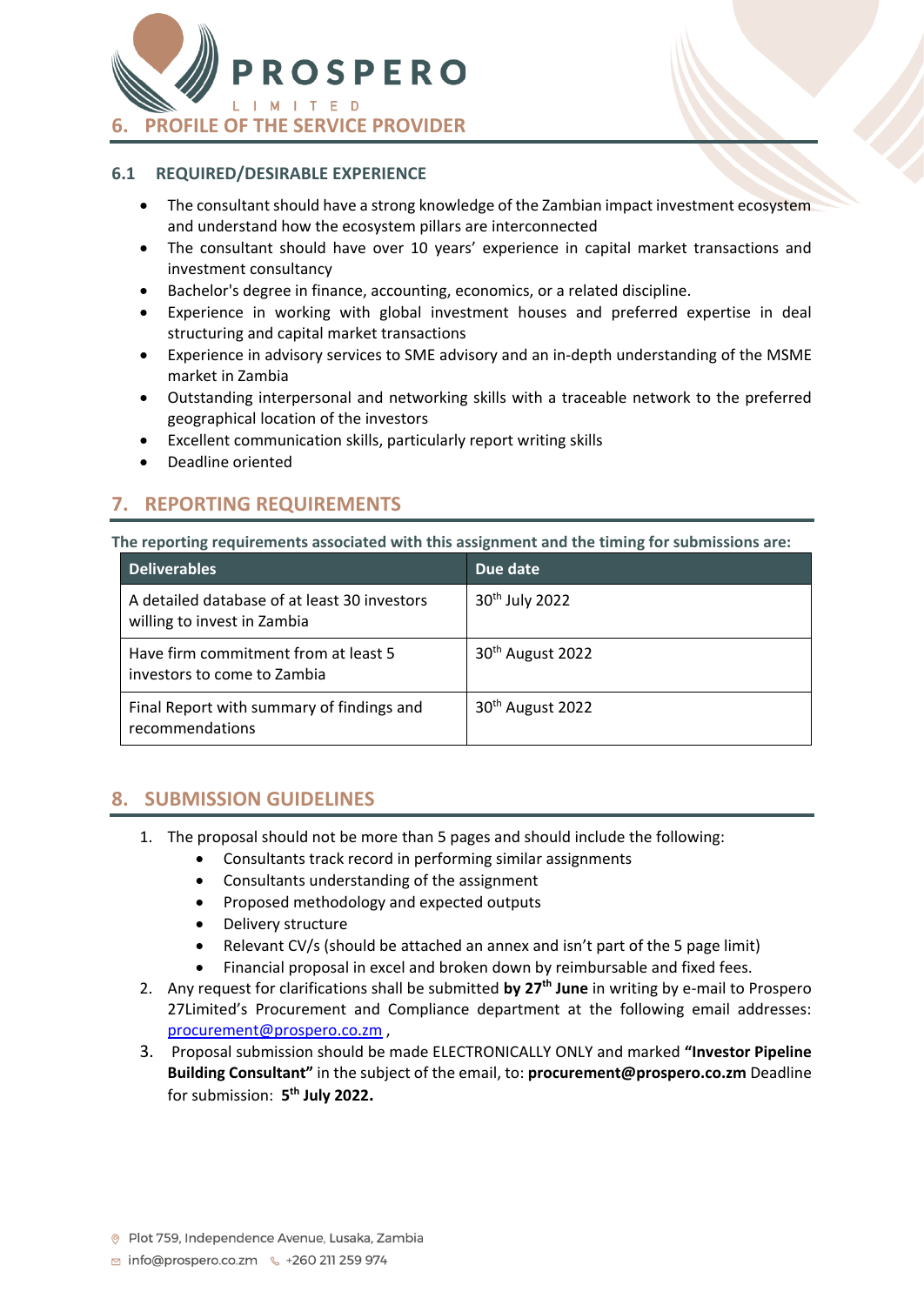## 6. PROFILE OF THE SERVICE PROVIDER

### 6.1 REQUIRED/DESIRABLE EXPERIENCE

- The consultant should have a strong knowledge of the Zambian impact investment ecosystem and understand how the ecosystem pillars are interconnected
- The consultant should have over 10 years' experience in capital market transactions and investment consultancy
- Bachelor's degree in finance, accounting, economics, or a related discipline.
- Experience in working with global investment houses and preferred expertise in deal structuring and capital market transactions
- Experience in advisory services to SME advisory and an in-depth understanding of the MSME market in Zambia
- Outstanding interpersonal and networking skills with a traceable network to the preferred geographical location of the investors
- Excellent communication skills, particularly report writing skills
- Deadline oriented

## 7. REPORTING REQUIREMENTS

**The reporting requirements associated with this assignment and the timing for submissions are:**

| Deliverables | Due date |
|---|---|
| A detailed database of at least 30 investors willing to invest in Zambia | 30th July 2022 |
| Have firm commitment from at least 5 investors to come to Zambia | 30th August 2022 |
| Final Report with summary of findings and recommendations | 30th August 2022 |

## 8. SUBMISSION GUIDELINES

1. The proposal should not be more than 5 pages and should include the following:
    - Consultants track record in performing similar assignments
    - Consultants understanding of the assignment
    - Proposed methodology and expected outputs
    - Delivery structure
    - Relevant CV/s (should be attached an annex and isn't part of the 5 page limit)
    - Financial proposal in excel and broken down by reimbursable and fixed fees.
2. Any request for clarifications shall be submitted **by 27th June** in writing by e-mail to Prospero 27Limited's Procurement and Compliance department at the following email addresses: procurement@prospero.co.zm ,
3. Proposal submission should be made ELECTRONICALLY ONLY and marked **"Investor Pipeline Building Consultant"** in the subject of the email, to: **procurement@prospero.co.zm** Deadline for submission: **5th July 2022.**